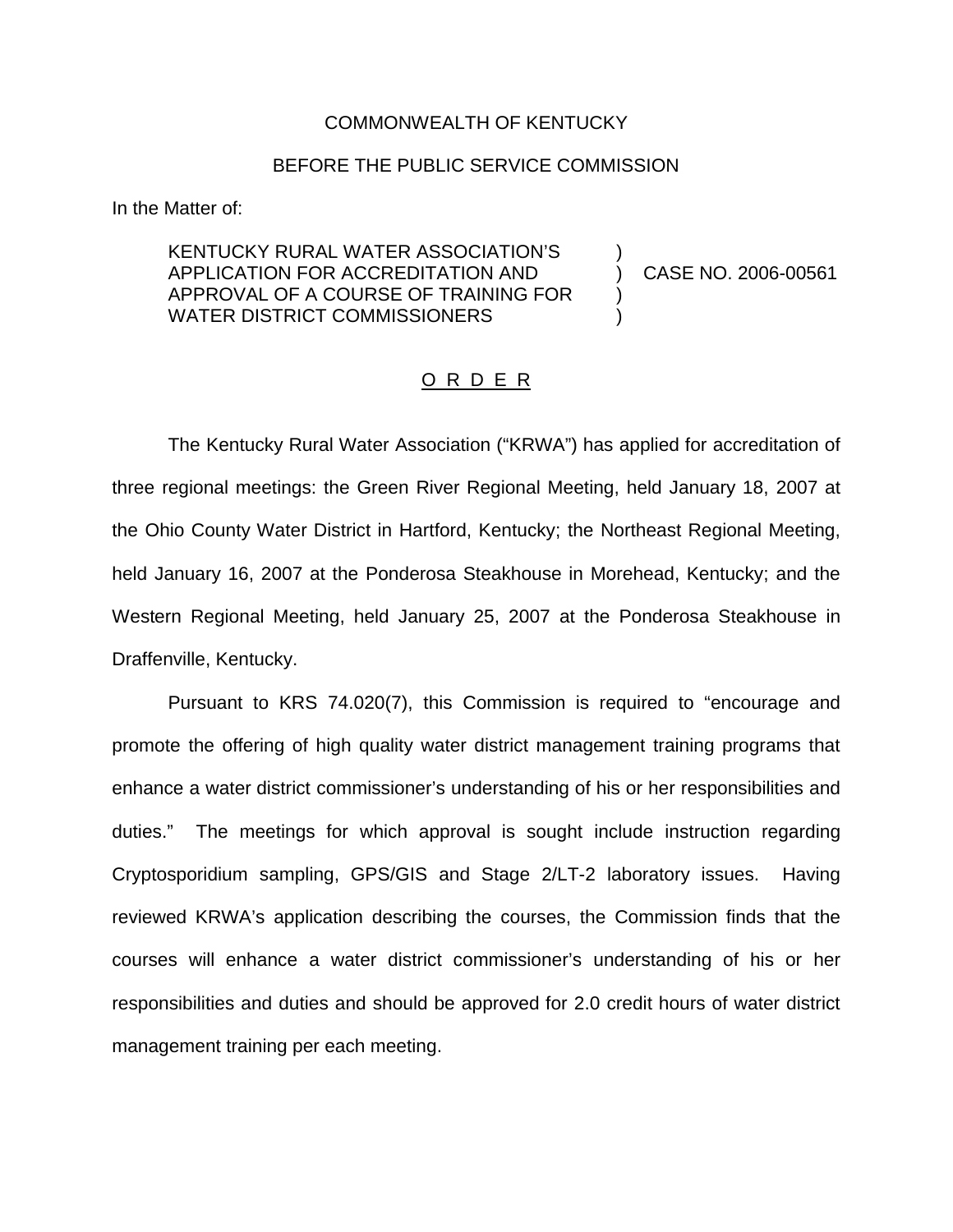COMMONWEALTH OF KENTUCKY

BEFORE THE PUBLIC SERVICE COMMISSION

In the Matter of:

KENTUCKY RURAL WATER ASSOCIATION'S APPLICATION FOR ACCREDITATION AND APPROVAL OF A COURSE OF TRAINING FOR WATER DISTRICT COMMISSIONERS ) CASE NO. 2006-00561

O R D E R

The Kentucky Rural Water Association ("KRWA") has applied for accreditation of three regional meetings: the Green River Regional Meeting, held January 18, 2007 at the Ohio County Water District in Hartford, Kentucky; the Northeast Regional Meeting, held January 16, 2007 at the Ponderosa Steakhouse in Morehead, Kentucky; and the Western Regional Meeting, held January 25, 2007 at the Ponderosa Steakhouse in Draffenville, Kentucky.

Pursuant to KRS 74.020(7), this Commission is required to "encourage and promote the offering of high quality water district management training programs that enhance a water district commissioner's understanding of his or her responsibilities and duties." The meetings for which approval is sought include instruction regarding Cryptosporidium sampling, GPS/GIS and Stage 2/LT-2 laboratory issues. Having reviewed KRWA's application describing the courses, the Commission finds that the courses will enhance a water district commissioner's understanding of his or her responsibilities and duties and should be approved for 2.0 credit hours of water district management training per each meeting.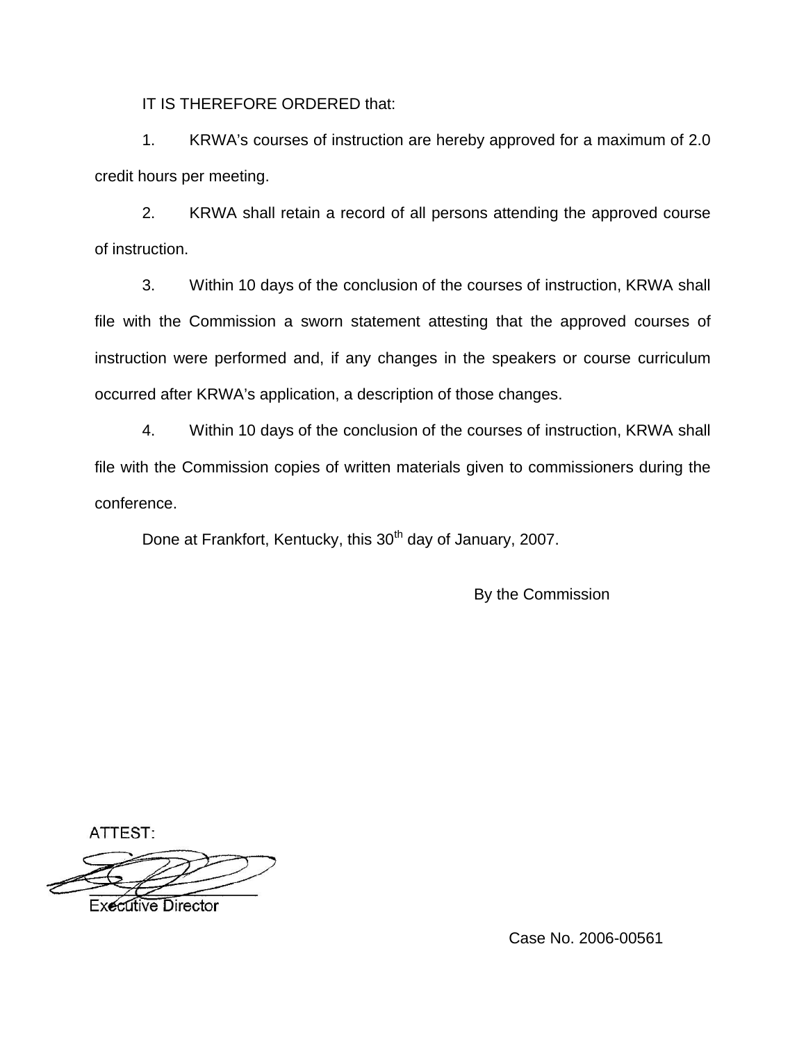IT IS THEREFORE ORDERED that:

1. KRWA's courses of instruction are hereby approved for a maximum of 2.0 credit hours per meeting.

2. KRWA shall retain a record of all persons attending the approved course of instruction.

3. Within 10 days of the conclusion of the courses of instruction, KRWA shall file with the Commission a sworn statement attesting that the approved courses of instruction were performed and, if any changes in the speakers or course curriculum occurred after KRWA's application, a description of those changes.

4. Within 10 days of the conclusion of the courses of instruction, KRWA shall file with the Commission copies of written materials given to commissioners during the conference.

Done at Frankfort, Kentucky, this 30th day of January, 2007.

By the Commission

ATTEST:

Executive Director

Case No. 2006-00561